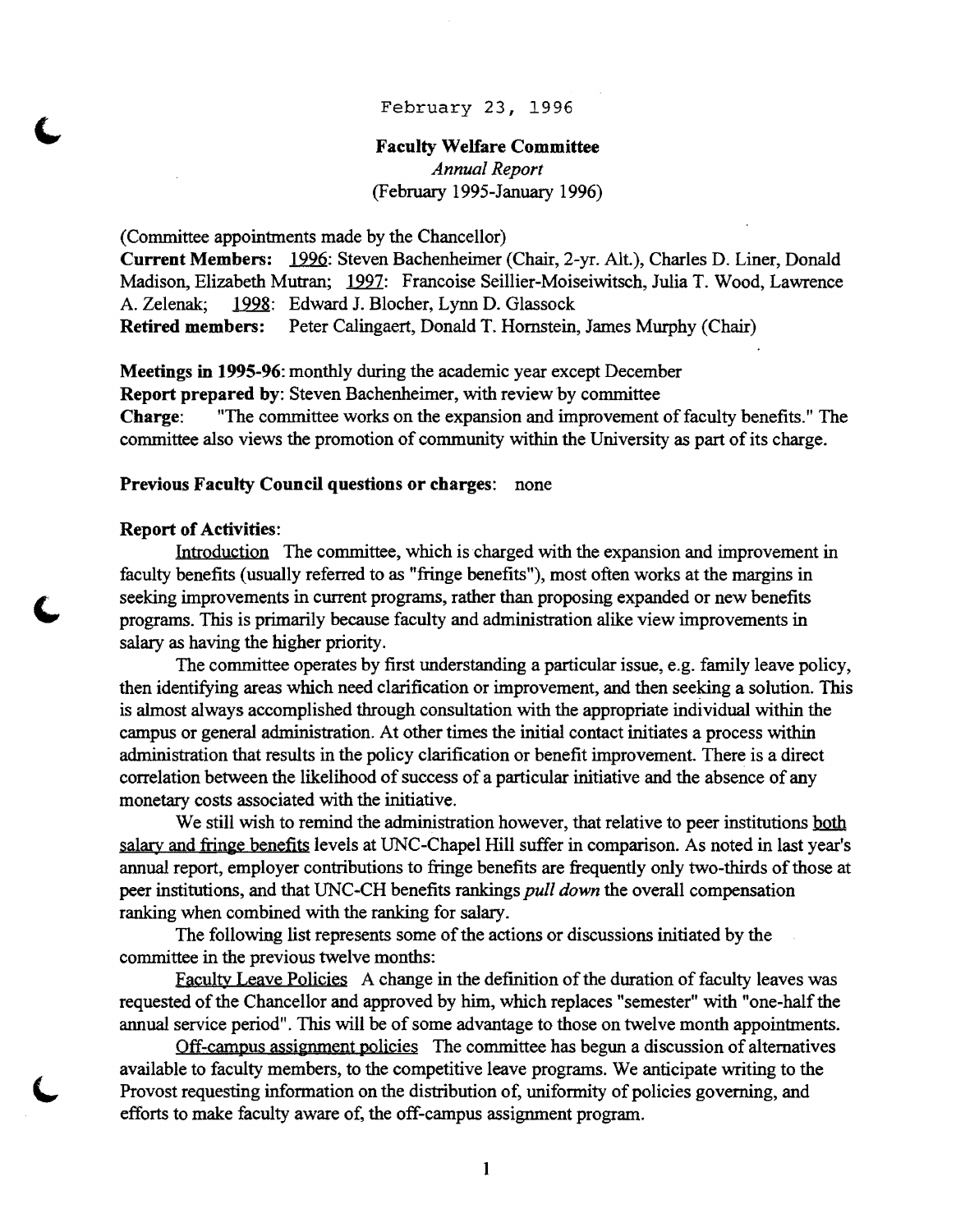February 23, 1996

## Faculty Welfare Committee

*Annual Report*

(February 1995-January 1996)

(Committee appointments made by the Chancellor)

**Current Members:** 1996: Steven Bachenheimer (Chair, 2-yr. Alt.), Charles D. Liner, Donald Madison, Elizabeth Mutran; 1997: Francoise Seillier-Moiseiwitsch, Julia T. Wood, Lawrence A. Zelenak; 1998: Edward J. Blocher, Lynn D. Glassock

**Retired members:** Peter Calingaert, Donald T. Hornstein, James Murphy (Chair)

**Meetings in 1995-96**: monthly during the academic year except December

**Report prepared by**: Steven Bachenheimer, with review by committee

**Charge**: "The committee works on the expansion and improvement of faculty benefits." The committee also views the promotion of community within the University as part of its charge.

**Previous Faculty Council questions or charges**: none

**Report of Activities**:

Introduction The committee, which is charged with the expansion and improvement in faculty benefits (usually referred to as "fringe benefits"), most often works at the margins in seeking improvements in current programs, rather than proposing expanded or new benefits programs. This is primarily because faculty and administration alike view improvements in salary as having the higher priority.

The committee operates by first understanding a particular issue, e.g. family leave policy, then identifying areas which need clarification or improvement, and then seeking a solution. This is almost always accomplished through consultation with the appropriate individual within the campus or general administration. At other times the initial contact initiates a process within administration that results in the policy clarification or benefit improvement. There is a direct correlation between the likelihood of success of a particular initiative and the absence of any monetary costs associated with the initiative.

We still wish to remind the administration however, that relative to peer institutions both salary and fringe benefits levels at UNC-Chapel Hill suffer in comparison. As noted in last year's annual report, employer contributions to fringe benefits are frequently only two-thirds of those at peer institutions, and that UNC-CH benefits rankings *pull down* the overall compensation ranking when combined with the ranking for salary.

The following list represents some of the actions or discussions initiated by the committee in the previous twelve months:

Faculty Leave Policies A change in the definition of the duration of faculty leaves was requested of the Chancellor and approved by him, which replaces "semester" with "one-half the annual service period". This will be of some advantage to those on twelve month appointments.

Off-campus assignment policies The committee has begun a discussion of alternatives available to faculty members, to the competitive leave programs. We anticipate writing to the Provost requesting information on the distribution of, uniformity of policies governing, and efforts to make faculty aware of, the off-campus assignment program.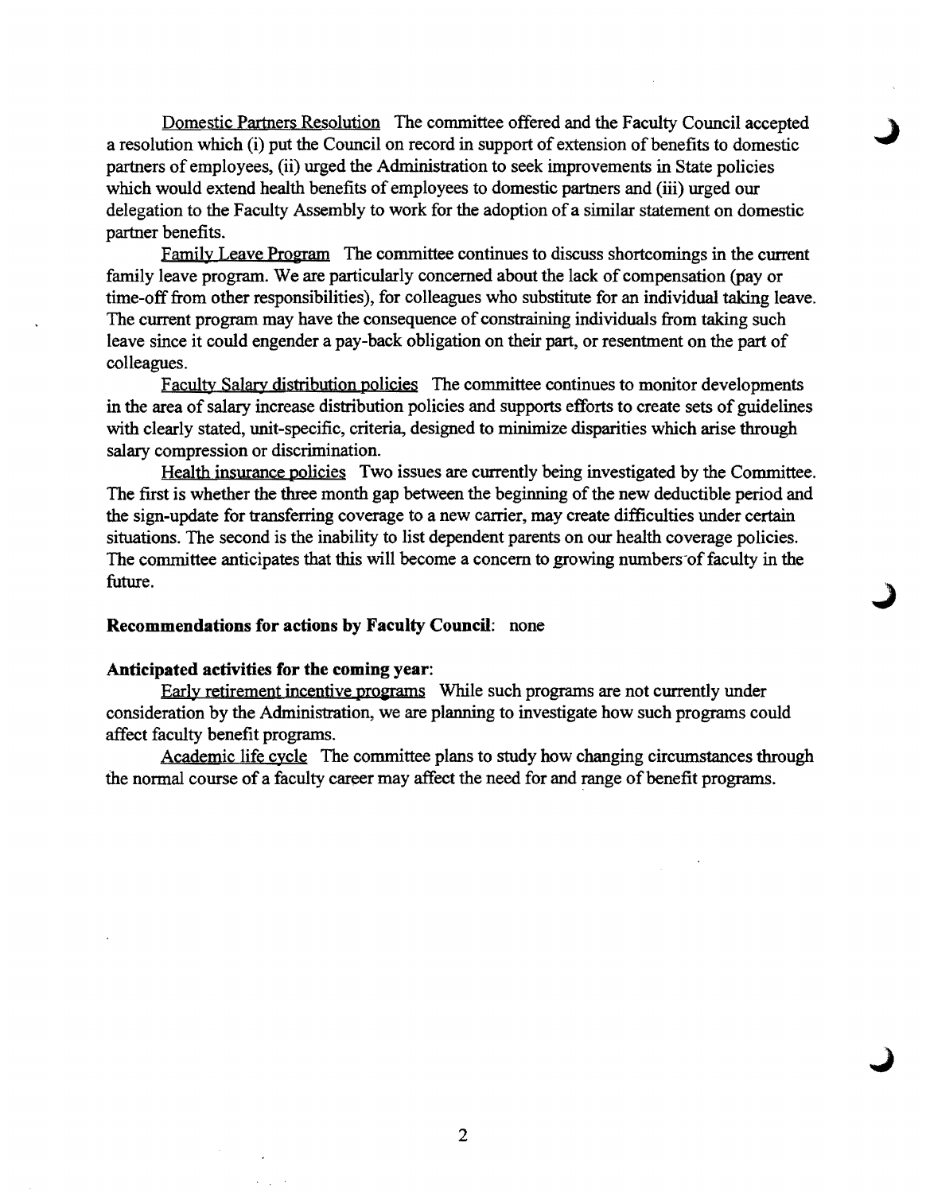Domestic Partners Resolution The committee offered and the Faculty Council accepted a resolution which (i) put the Council on record in support of extension of benefits to domestic partners of employees, (ii) urged the Administration to seek improvements in State policies which would extend health benefits of employees to domestic partners and (iii) urged our delegation to the Faculty Assembly to work for the adoption of a similar statement on domestic partner benefits.

Family Leave Program The committee continues to discuss shortcomings in the current family leave program. We are particularly concerned about the lack of compensation (pay or time-off from other responsibilities), for colleagues who substitute for an individual taking leave. The current program may have the consequence of constraining individuals from taking such leave since it could engender a pay-back obligation on their part, or resentment on the part of colleagues.

Faculty Salary distribution policies The committee continues to monitor developments in the area of salary increase distribution policies and supports efforts to create sets of guidelines with clearly stated, unit-specific, criteria, designed to minimize disparities which arise through salary compression or discrimination.

Health insurance policies Two issues are currently being investigated by the Committee. The first is whether the three month gap between the beginning of the new deductible period and the sign-update for transferring coverage to a new carrier, may create difficulties under certain situations. The second is the inability to list dependent parents on our health coverage policies. The committee anticipates that this will become a concern to growing numbers of faculty in the future.

**Recommendations for actions by Faculty Council**: none

**Anticipated activities for the coming year**:

Early retirement incentive programs While such programs are not currently under consideration by the Administration, we are planning to investigate how such programs could affect faculty benefit programs.

Academic life cycle The committee plans to study how changing circumstances through the normal course of a faculty career may affect the need for and range of benefit programs.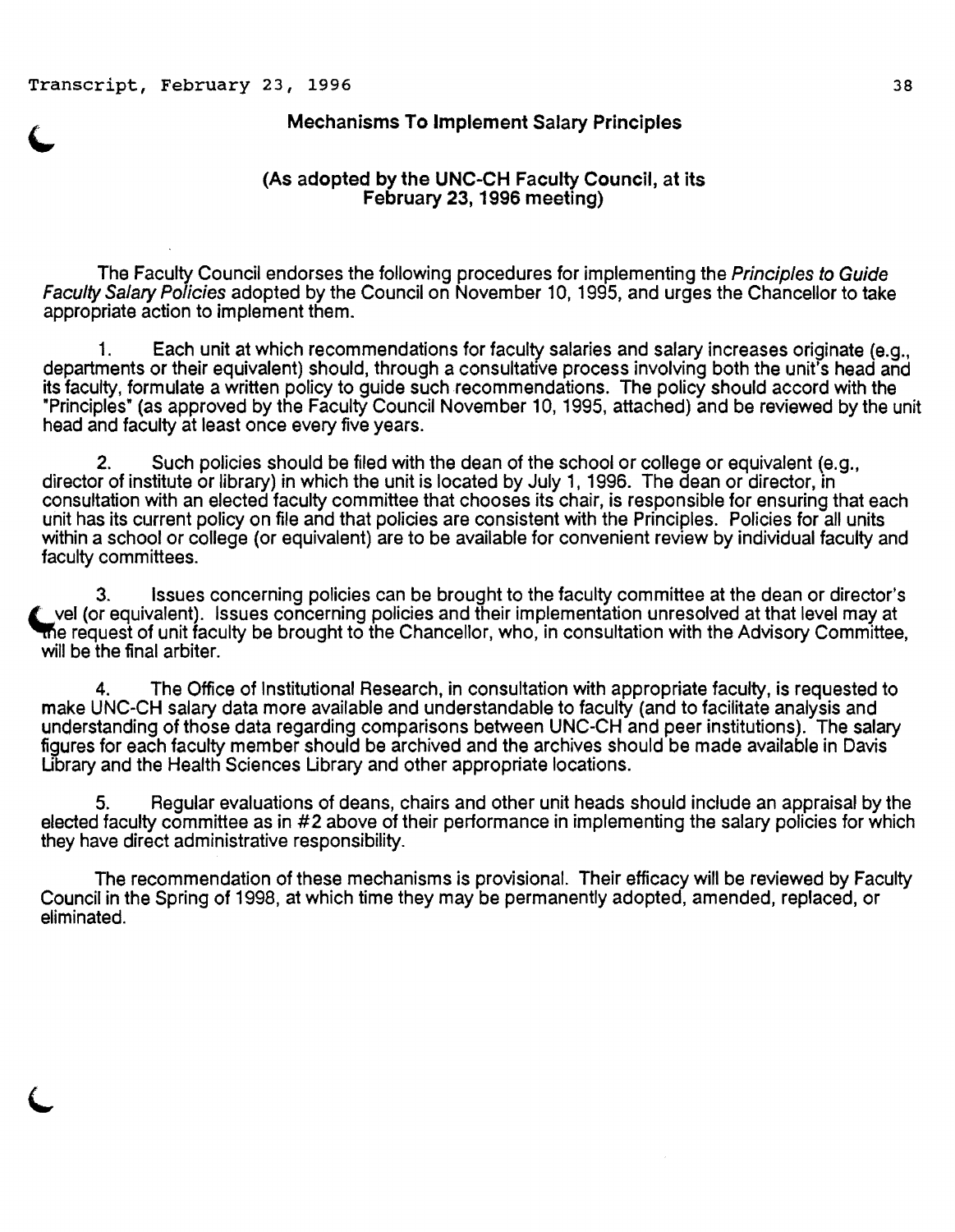## Mechanisms To Implement Salary Principles

**(As adopted by the UNC-CH Faculty Council, at its February 23, 1996 meeting)**

The Faculty Council endorses the following procedures for implementing the *Principles to Guide Faculty Salary Policies* adopted by the Council on November 10, 1995, and urges the Chancellor to take appropriate action to implement them.

1. Each unit at which recommendations for faculty salaries and salary increases originate (e.g., departments or their equivalent) should, through a consultative process involving both the unit's head and its faculty, formulate a written policy to guide such recommendations. The policy should accord with the "Principles" (as approved by the Faculty Council November 10, 1995, attached) and be reviewed by the unit head and faculty at least once every five years.

2. Such policies should be filed with the dean of the school or college or equivalent (e.g., director of institute or library) in which the unit is located by July 1, 1996. The dean or director, in consultation with an elected faculty committee that chooses its chair, is responsible for ensuring that each unit has its current policy on file and that policies are consistent with the Principles. Policies for all units within a school or college (or equivalent) are to be available for convenient review by individual faculty and faculty committees.

3. Issues concerning policies can be brought to the faculty committee at the dean or director's level (or equivalent). Issues concerning policies and their implementation unresolved at that level may at the request of unit faculty be brought to the Chancellor, who, in consultation with the Advisory Committee, will be the final arbiter.

4. The Office of Institutional Research, in consultation with appropriate faculty, is requested to make UNC-CH salary data more available and understandable to faculty (and to facilitate analysis and understanding of those data regarding comparisons between UNC-CH and peer institutions). The salary figures for each faculty member should be archived and the archives should be made available in Davis Library and the Health Sciences Library and other appropriate locations.

5. Regular evaluations of deans, chairs and other unit heads should include an appraisal by the elected faculty committee as in #2 above of their performance in implementing the salary policies for which they have direct administrative responsibility.

The recommendation of these mechanisms is provisional. Their efficacy will be reviewed by Faculty Council in the Spring of 1998, at which time they may be permanently adopted, amended, replaced, or eliminated.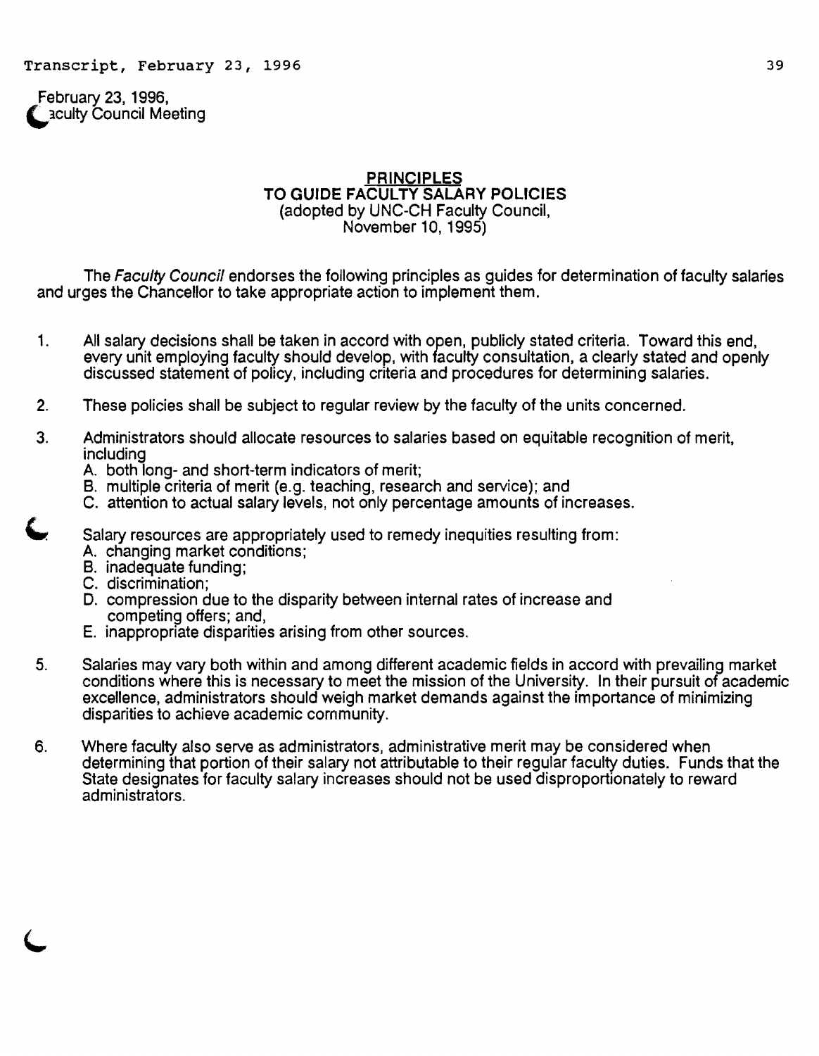February 23, 1996,
Faculty Council Meeting

## PRINCIPLES
## TO GUIDE FACULTY SALARY POLICIES
(adopted by UNC-CH Faculty Council,
November 10, 1995)

The *Faculty Council* endorses the following principles as guides for determination of faculty salaries and urges the Chancellor to take appropriate action to implement them.

1. All salary decisions shall be taken in accord with open, publicly stated criteria. Toward this end, every unit employing faculty should develop, with faculty consultation, a clearly stated and openly discussed statement of policy, including criteria and procedures for determining salaries.

2. These policies shall be subject to regular review by the faculty of the units concerned.

3. Administrators should allocate resources to salaries based on equitable recognition of merit, including
   A. both long- and short-term indicators of merit;
   B. multiple criteria of merit (e.g. teaching, research and service); and
   C. attention to actual salary levels, not only percentage amounts of increases.

4. Salary resources are appropriately used to remedy inequities resulting from:
   A. changing market conditions;
   B. inadequate funding;
   C. discrimination;
   D. compression due to the disparity between internal rates of increase and competing offers; and,
   E. inappropriate disparities arising from other sources.

5. Salaries may vary both within and among different academic fields in accord with prevailing market conditions where this is necessary to meet the mission of the University. In their pursuit of academic excellence, administrators should weigh market demands against the importance of minimizing disparities to achieve academic community.

6. Where faculty also serve as administrators, administrative merit may be considered when determining that portion of their salary not attributable to their regular faculty duties. Funds that the State designates for faculty salary increases should not be used disproportionately to reward administrators.